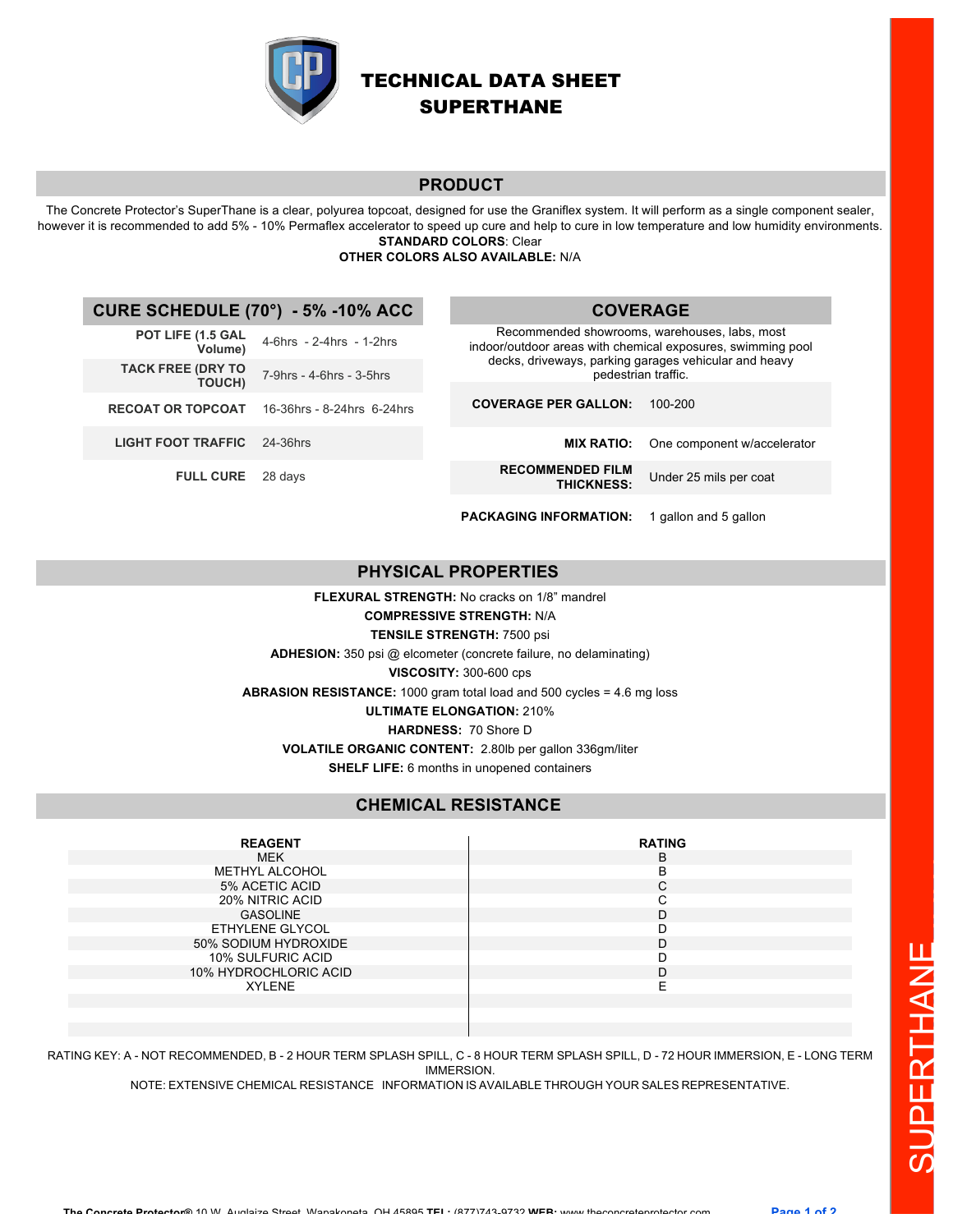# TECHNICAL DATA SHEET
# SUPERTHANE

## PRODUCT

The Concrete Protector's SuperThane is a clear, polyurea topcoat, designed for use the Graniflex system. It will perform as a single component sealer, however it is recommended to add 5% - 10% Permaflex accelerator to speed up cure and help to cure in low temperature and low humidity environments.

**STANDARD COLORS**: Clear

**OTHER COLORS ALSO AVAILABLE:** N/A

## CURE SCHEDULE (70°) - 5% -10% ACC

| | |
|---|---|
| **POT LIFE (1.5 GAL Volume)** | 4-6hrs - 2-4hrs - 1-2hrs |
| **TACK FREE (DRY TO TOUCH)** | 7-9hrs - 4-6hrs - 3-5hrs |
| **RECOAT OR TOPCOAT** | 16-36hrs - 8-24hrs 6-24hrs |
| **LIGHT FOOT TRAFFIC** | 24-36hrs |
| **FULL CURE** | 28 days |

## COVERAGE

Recommended showrooms, warehouses, labs, most indoor/outdoor areas with chemical exposures, swimming pool decks, driveways, parking garages vehicular and heavy pedestrian traffic.

| | |
|---|---|
| **COVERAGE PER GALLON:** | 100-200 |
| **MIX RATIO:** | One component w/accelerator |
| **RECOMMENDED FILM THICKNESS:** | Under 25 mils per coat |
| **PACKAGING INFORMATION:** | 1 gallon and 5 gallon |

## PHYSICAL PROPERTIES

**FLEXURAL STRENGTH:** No cracks on 1/8" mandrel

**COMPRESSIVE STRENGTH:** N/A

**TENSILE STRENGTH:** 7500 psi

**ADHESION:** 350 psi @ elcometer (concrete failure, no delaminating)

**VISCOSITY:** 300-600 cps

**ABRASION RESISTANCE:** 1000 gram total load and 500 cycles = 4.6 mg loss

**ULTIMATE ELONGATION:** 210%

**HARDNESS:** 70 Shore D

**VOLATILE ORGANIC CONTENT:** 2.80lb per gallon 336gm/liter

**SHELF LIFE:** 6 months in unopened containers

## CHEMICAL RESISTANCE

| REAGENT | RATING |
|---|---|
| MEK | B |
| METHYL ALCOHOL | B |
| 5% ACETIC ACID | C |
| 20% NITRIC ACID | C |
| GASOLINE | D |
| ETHYLENE GLYCOL | D |
| 50% SODIUM HYDROXIDE | D |
| 10% SULFURIC ACID | D |
| 10% HYDROCHLORIC ACID | D |
| XYLENE | E |

RATING KEY: A - NOT RECOMMENDED, B - 2 HOUR TERM SPLASH SPILL, C - 8 HOUR TERM SPLASH SPILL, D - 72 HOUR IMMERSION, E - LONG TERM IMMERSION.

NOTE: EXTENSIVE CHEMICAL RESISTANCE INFORMATION IS AVAILABLE THROUGH YOUR SALES REPRESENTATIVE.

**The Concrete Protector®** 10 W. Auglaize Street, Wapakoneta, OH 45895 **TEL:** (877)743-9732 **WEB:** www.theconcreteprotector.com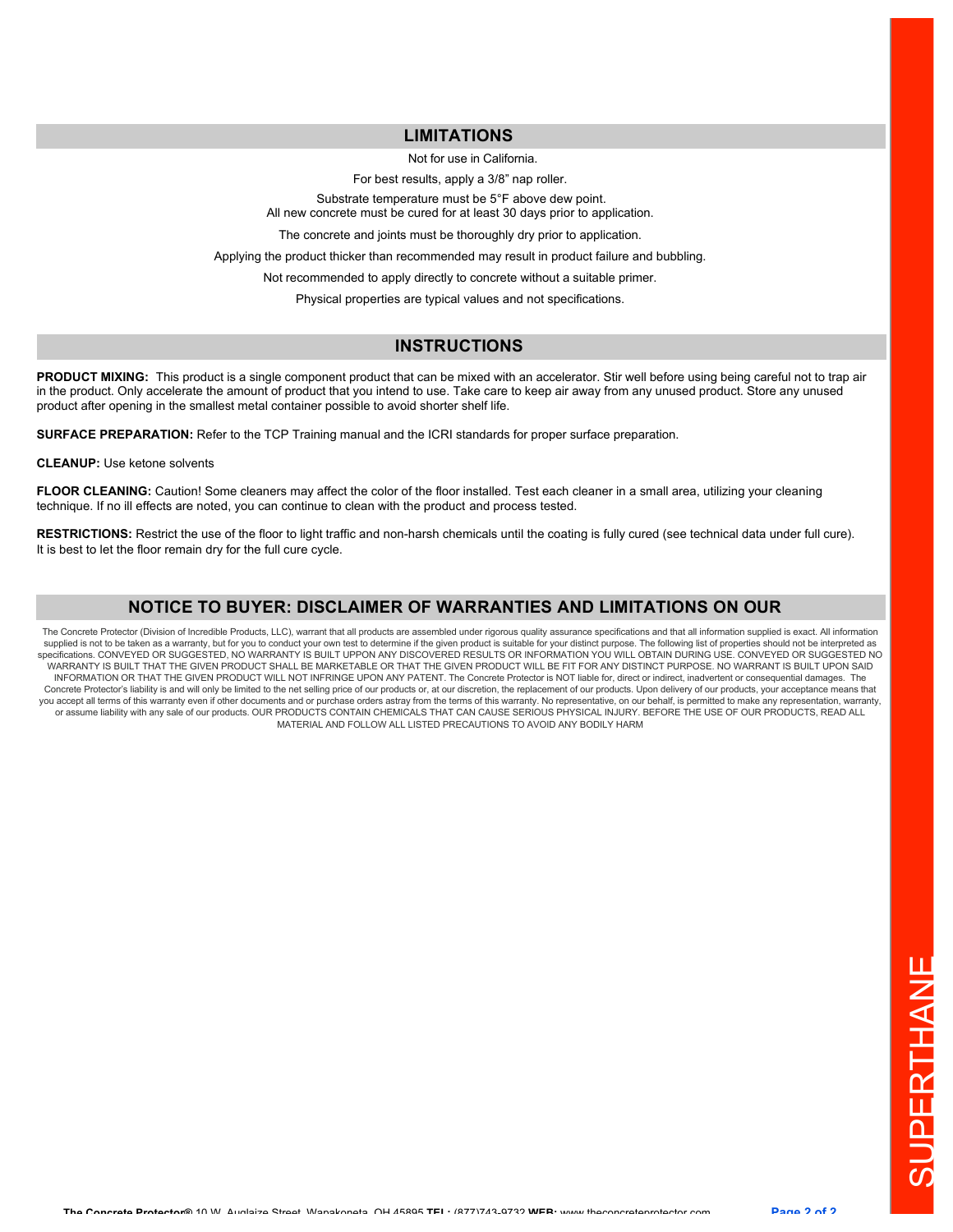## LIMITATIONS

Not for use in California.

For best results, apply a 3/8" nap roller.

Substrate temperature must be 5°F above dew point.
All new concrete must be cured for at least 30 days prior to application.

The concrete and joints must be thoroughly dry prior to application.

Applying the product thicker than recommended may result in product failure and bubbling.

Not recommended to apply directly to concrete without a suitable primer.

Physical properties are typical values and not specifications.

## INSTRUCTIONS

**PRODUCT MIXING:** This product is a single component product that can be mixed with an accelerator. Stir well before using being careful not to trap air in the product. Only accelerate the amount of product that you intend to use. Take care to keep air away from any unused product. Store any unused product after opening in the smallest metal container possible to avoid shorter shelf life.

**SURFACE PREPARATION:** Refer to the TCP Training manual and the ICRI standards for proper surface preparation.

**CLEANUP:** Use ketone solvents

**FLOOR CLEANING:** Caution! Some cleaners may affect the color of the floor installed. Test each cleaner in a small area, utilizing your cleaning technique. If no ill effects are noted, you can continue to clean with the product and process tested.

**RESTRICTIONS:** Restrict the use of the floor to light traffic and non-harsh chemicals until the coating is fully cured (see technical data under full cure). It is best to let the floor remain dry for the full cure cycle.

## NOTICE TO BUYER: DISCLAIMER OF WARRANTIES AND LIMITATIONS ON OUR

The Concrete Protector (Division of Incredible Products, LLC), warrant that all products are assembled under rigorous quality assurance specifications and that all information supplied is exact. All information supplied is not to be taken as a warranty, but for you to conduct your own test to determine if the given product is suitable for your distinct purpose. The following list of properties should not be interpreted as specifications. CONVEYED OR SUGGESTED, NO WARRANTY IS BUILT UPPON ANY DISCOVERED RESULTS OR INFORMATION YOU WILL OBTAIN DURING USE. CONVEYED OR SUGGESTED NO WARRANTY IS BUILT THAT THE GIVEN PRODUCT SHALL BE MARKETABLE OR THAT THE GIVEN PRODUCT WILL BE FIT FOR ANY DISTINCT PURPOSE. NO WARRANT IS BUILT UPON SAID INFORMATION OR THAT THE GIVEN PRODUCT WILL NOT INFRINGE UPON ANY PATENT. The Concrete Protector is NOT liable for, direct or indirect, inadvertent or consequential damages. The Concrete Protector's liability is and will only be limited to the net selling price of our products or, at our discretion, the replacement of our products. Upon delivery of our products, your acceptance means that you accept all terms of this warranty even if other documents and or purchase orders astray from the terms of this warranty. No representative, on our behalf, is permitted to make any representation, warranty, or assume liability with any sale of our products. OUR PRODUCTS CONTAIN CHEMICALS THAT CAN CAUSE SERIOUS PHYSICAL INJURY. BEFORE THE USE OF OUR PRODUCTS, READ ALL MATERIAL AND FOLLOW ALL LISTED PRECAUTIONS TO AVOID ANY BODILY HARM